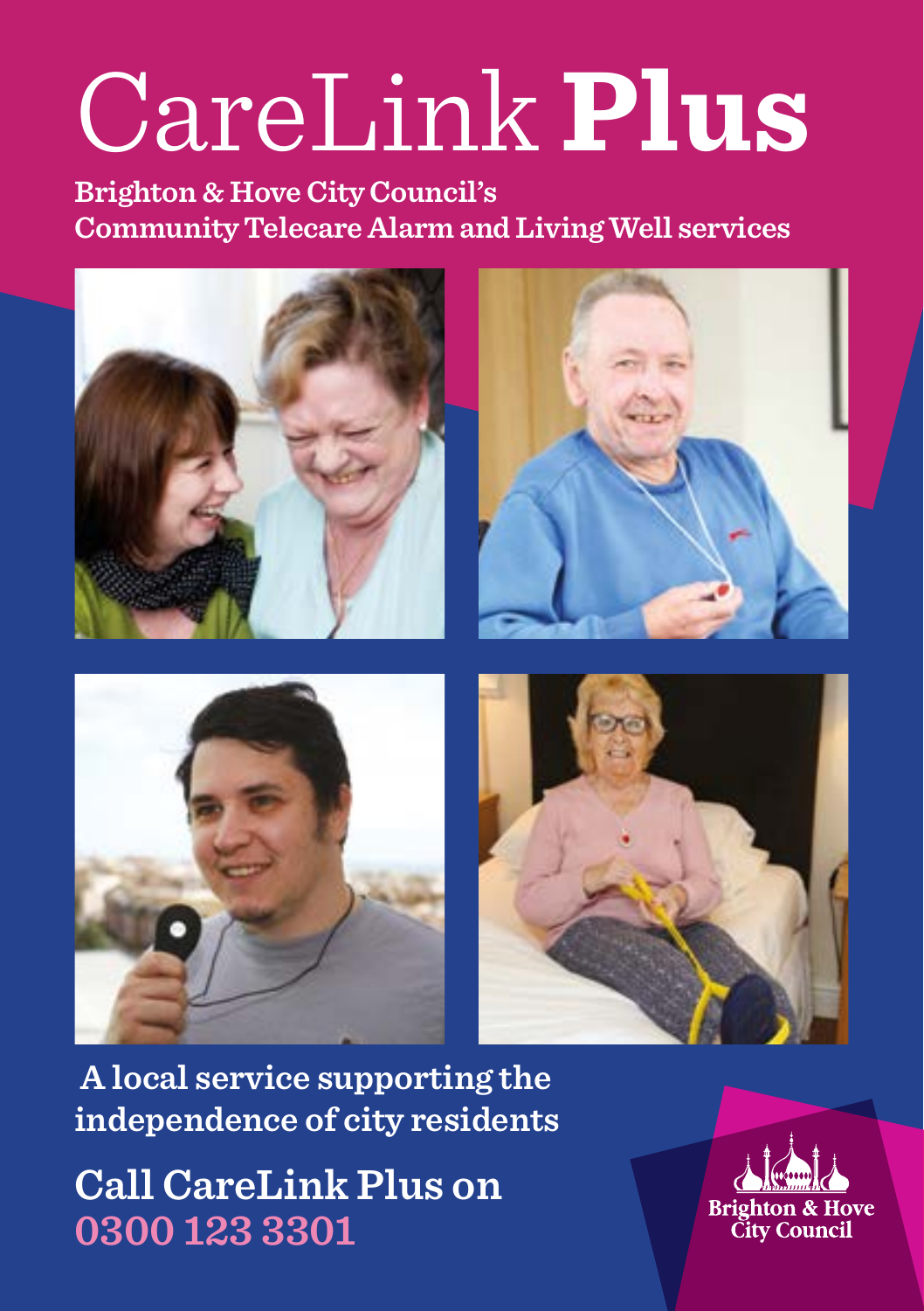# CareLink **Plus**

**Brighton & Hove City Council's Community Telecare Alarm and Living Well services**

**A local service supporting the independence of city residents**

**Call CareLink Plus on 0300 123 3301**

Brighton & Hove City Council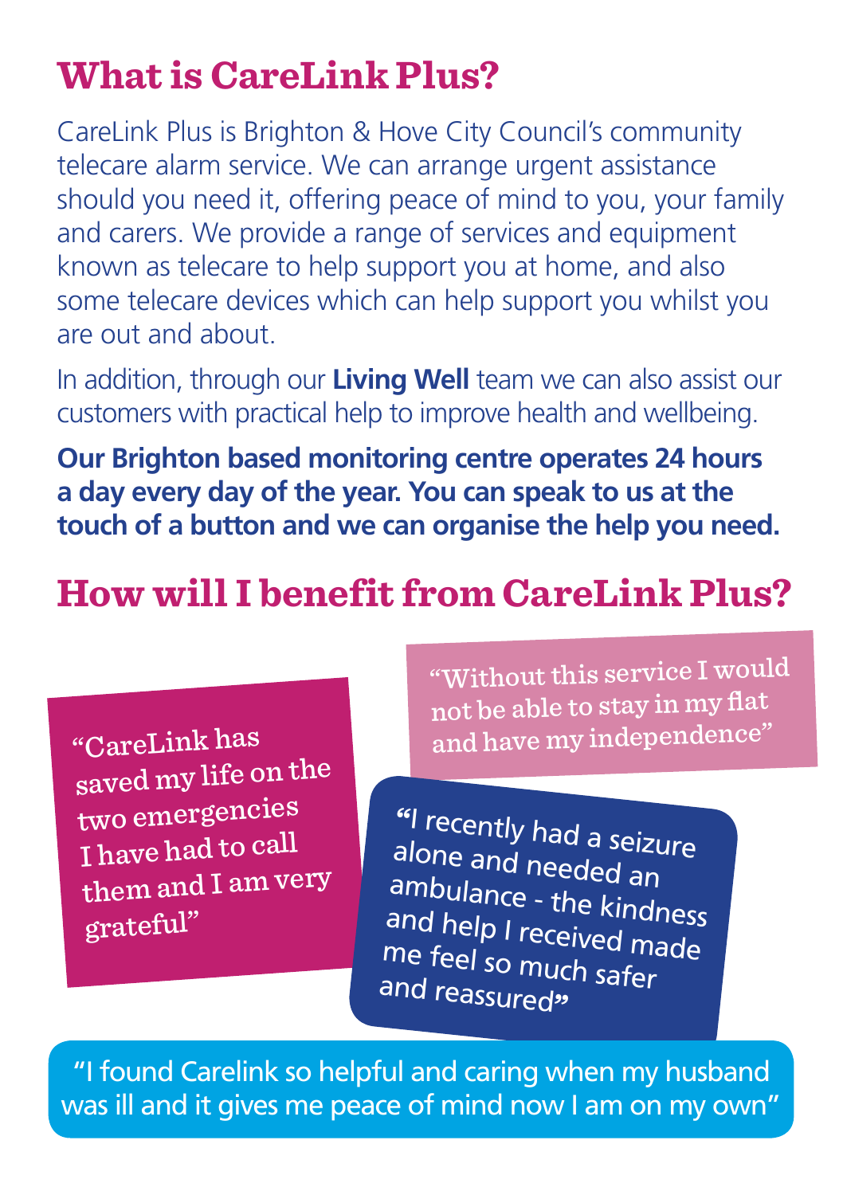# What is CareLink Plus?

CareLink Plus is Brighton & Hove City Council's community telecare alarm service. We can arrange urgent assistance should you need it, offering peace of mind to you, your family and carers. We provide a range of services and equipment known as telecare to help support you at home, and also some telecare devices which can help support you whilst you are out and about.

In addition, through our **Living Well** team we can also assist our customers with practical help to improve health and wellbeing.

**Our Brighton based monitoring centre operates 24 hours a day every day of the year. You can speak to us at the touch of a button and we can organise the help you need.**

# How will I benefit from CareLink Plus?

"CareLink has saved my life on the two emergencies I have had to call them and I am very grateful"

"Without this service I would not be able to stay in my flat and have my independence"

"I recently had a seizure alone and needed an ambulance - the kindness and help I received made me feel so much safer and reassured"

"I found Carelink so helpful and caring when my husband was ill and it gives me peace of mind now I am on my own"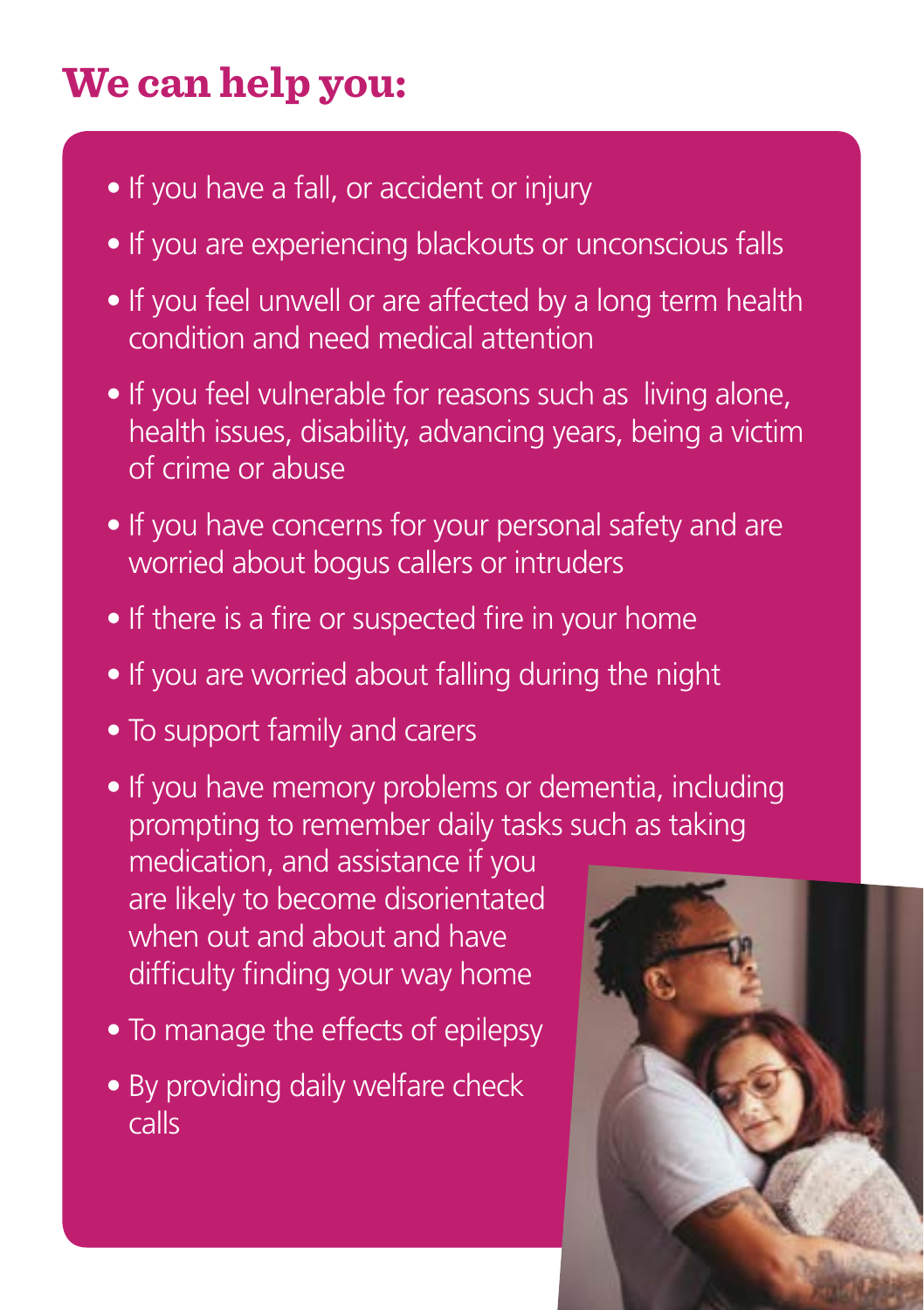# We can help you:

- If you have a fall, or accident or injury
- If you are experiencing blackouts or unconscious falls
- If you feel unwell or are affected by a long term health condition and need medical attention
- If you feel vulnerable for reasons such as living alone, health issues, disability, advancing years, being a victim of crime or abuse
- If you have concerns for your personal safety and are worried about bogus callers or intruders
- If there is a fire or suspected fire in your home
- If you are worried about falling during the night
- To support family and carers
- If you have memory problems or dementia, including prompting to remember daily tasks such as taking medication, and assistance if you are likely to become disorientated when out and about and have difficulty finding your way home
- To manage the effects of epilepsy
- By providing daily welfare check calls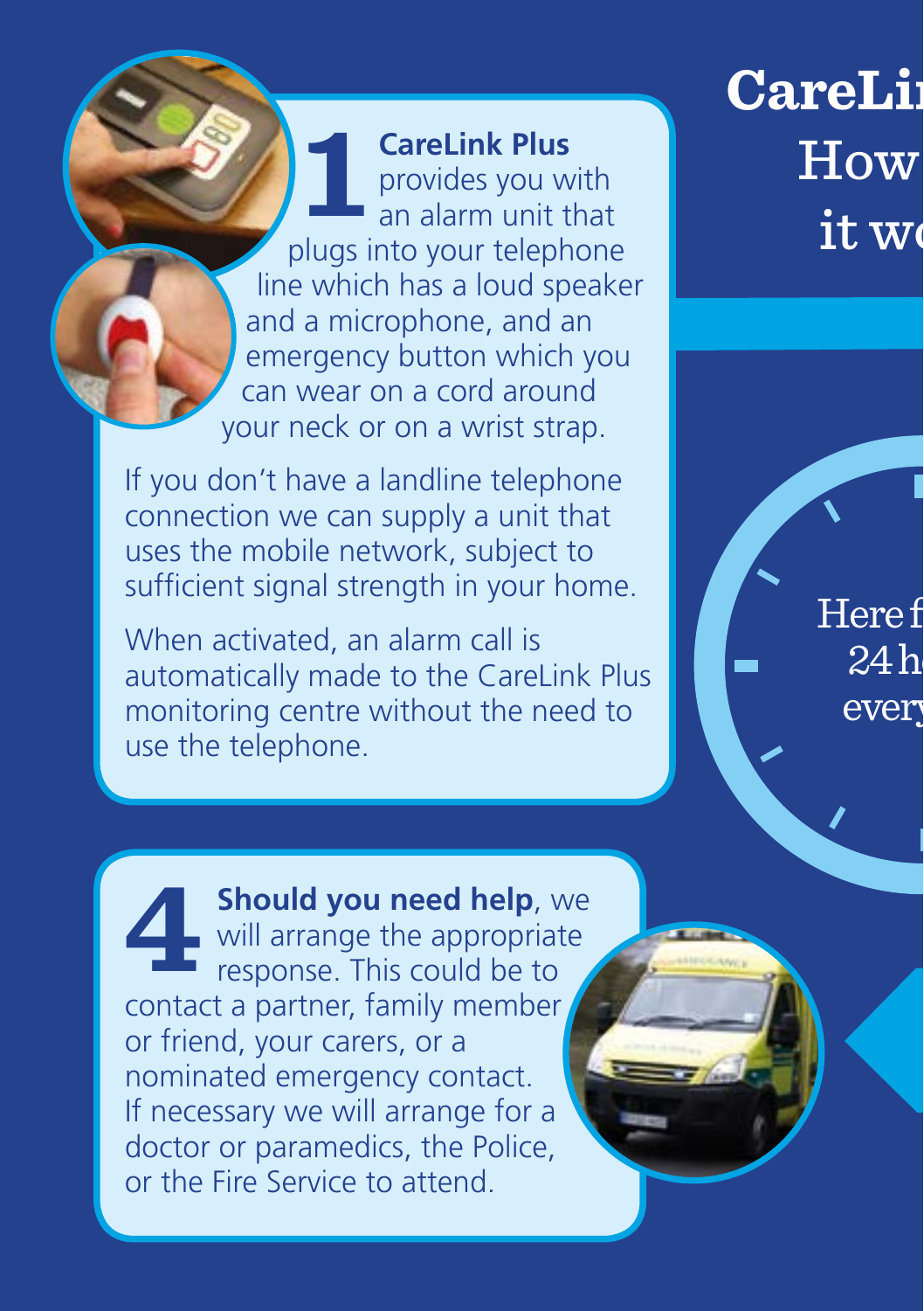# CareLi...
## How it wo...

**1** **CareLink Plus** provides you with an alarm unit that plugs into your telephone line which has a loud speaker and a microphone, and an emergency button which you can wear on a cord around your neck or on a wrist strap.

If you don't have a landline telephone connection we can supply a unit that uses the mobile network, subject to sufficient signal strength in your home.

When activated, an alarm call is automatically made to the CareLink Plus monitoring centre without the need to use the telephone.

Here f... 24 h... every...

**4** **Should you need help**, we will arrange the appropriate response. This could be to contact a partner, family member or friend, your carers, or a nominated emergency contact. If necessary we will arrange for a doctor or paramedics, the Police, or the Fire Service to attend.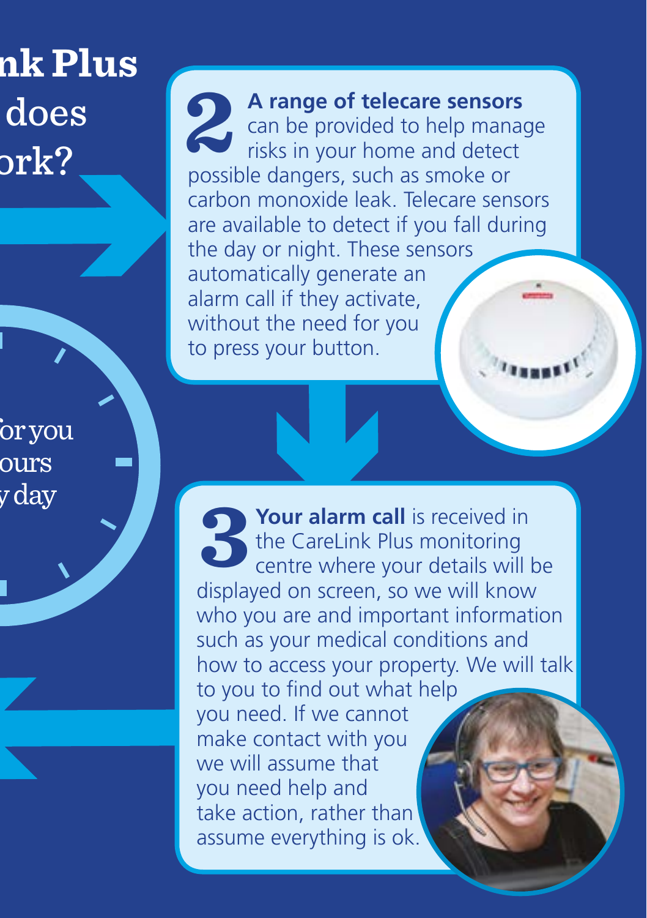## nk Plus does ork?

**2 A range of telecare sensors** can be provided to help manage risks in your home and detect possible dangers, such as smoke or carbon monoxide leak. Telecare sensors are available to detect if you fall during the day or night. These sensors automatically generate an alarm call if they activate, without the need for you to press your button.

or you ours y day

**3 Your alarm call** is received in the CareLink Plus monitoring centre where your details will be displayed on screen, so we will know who you are and important information such as your medical conditions and how to access your property. We will talk to you to find out what help you need. If we cannot make contact with you we will assume that you need help and take action, rather than assume everything is ok.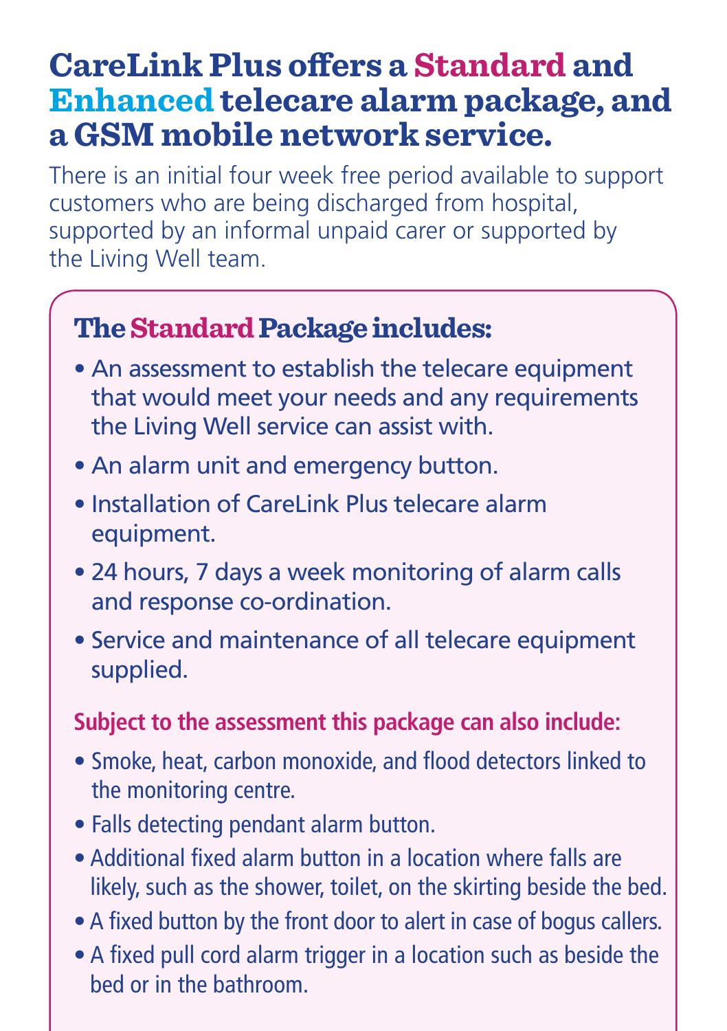# CareLink Plus offers a Standard and Enhanced telecare alarm package, and a GSM mobile network service.

There is an initial four week free period available to support customers who are being discharged from hospital, supported by an informal unpaid carer or supported by the Living Well team.

## The Standard Package includes:

- An assessment to establish the telecare equipment that would meet your needs and any requirements the Living Well service can assist with.
- An alarm unit and emergency button.
- Installation of CareLink Plus telecare alarm equipment.
- 24 hours, 7 days a week monitoring of alarm calls and response co-ordination.
- Service and maintenance of all telecare equipment supplied.

**Subject to the assessment this package can also include:**

- Smoke, heat, carbon monoxide, and flood detectors linked to the monitoring centre.
- Falls detecting pendant alarm button.
- Additional fixed alarm button in a location where falls are likely, such as the shower, toilet, on the skirting beside the bed.
- A fixed button by the front door to alert in case of bogus callers.
- A fixed pull cord alarm trigger in a location such as beside the bed or in the bathroom.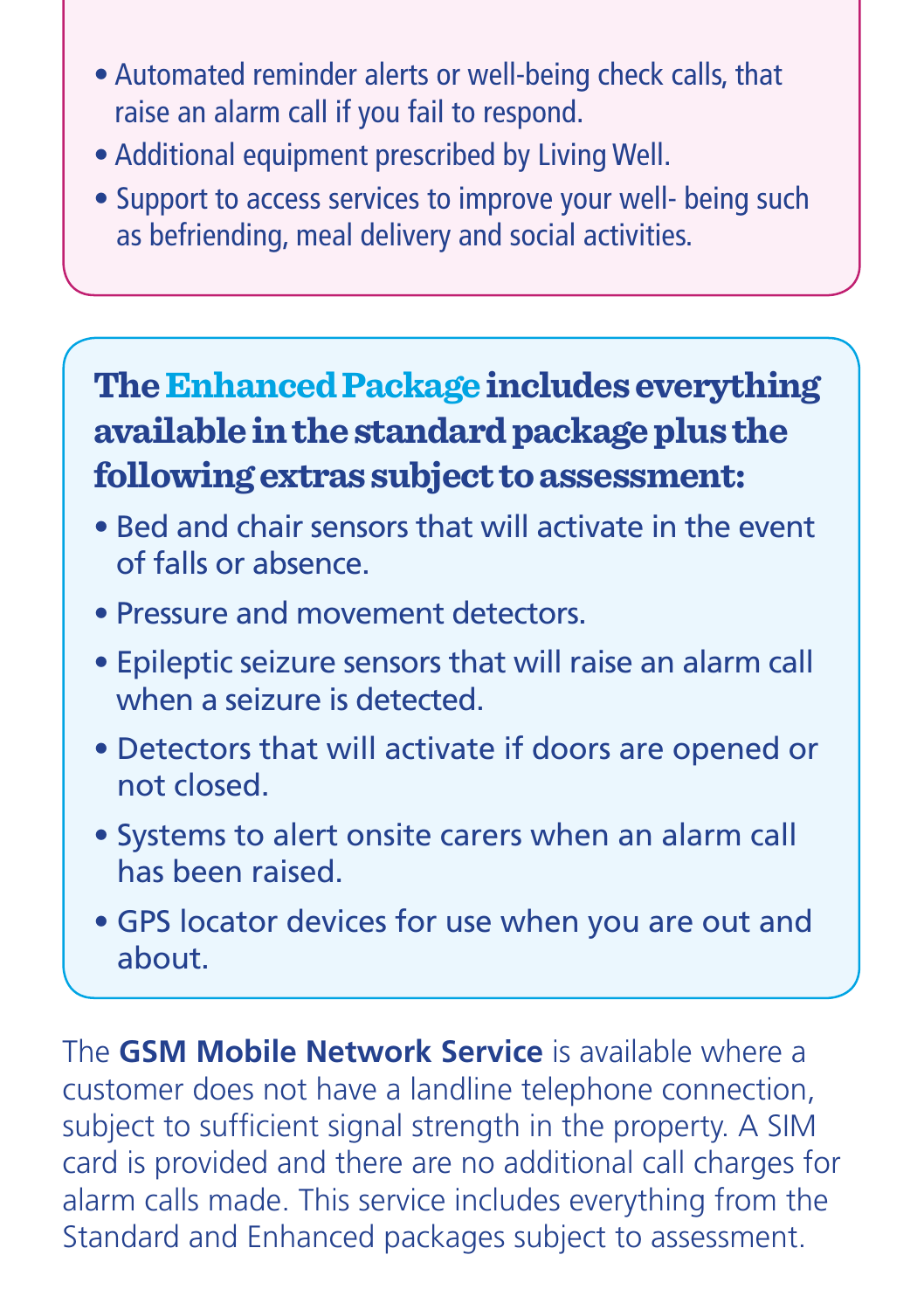- Automated reminder alerts or well-being check calls, that raise an alarm call if you fail to respond.
- Additional equipment prescribed by Living Well.
- Support to access services to improve your well- being such as befriending, meal delivery and social activities.

### The Enhanced Package includes everything available in the standard package plus the following extras subject to assessment:

- Bed and chair sensors that will activate in the event of falls or absence.
- Pressure and movement detectors.
- Epileptic seizure sensors that will raise an alarm call when a seizure is detected.
- Detectors that will activate if doors are opened or not closed.
- Systems to alert onsite carers when an alarm call has been raised.
- GPS locator devices for use when you are out and about.

The **GSM Mobile Network Service** is available where a customer does not have a landline telephone connection, subject to sufficient signal strength in the property. A SIM card is provided and there are no additional call charges for alarm calls made. This service includes everything from the Standard and Enhanced packages subject to assessment.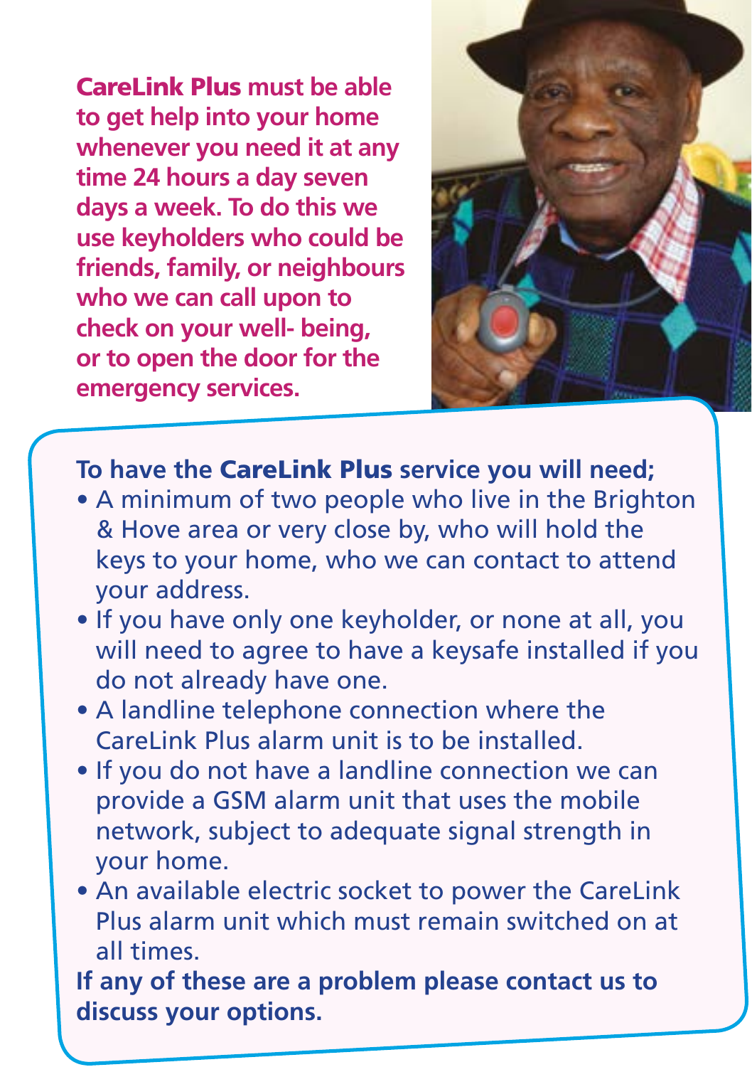**CareLink Plus must be able to get help into your home whenever you need it at any time 24 hours a day seven days a week. To do this we use keyholders who could be friends, family, or neighbours who we can call upon to check on your well- being, or to open the door for the emergency services.**

**To have the CareLink Plus service you will need;**

- A minimum of two people who live in the Brighton & Hove area or very close by, who will hold the keys to your home, who we can contact to attend your address.
- If you have only one keyholder, or none at all, you will need to agree to have a keysafe installed if you do not already have one.
- A landline telephone connection where the CareLink Plus alarm unit is to be installed.
- If you do not have a landline connection we can provide a GSM alarm unit that uses the mobile network, subject to adequate signal strength in your home.
- An available electric socket to power the CareLink Plus alarm unit which must remain switched on at all times.

**If any of these are a problem please contact us to discuss your options.**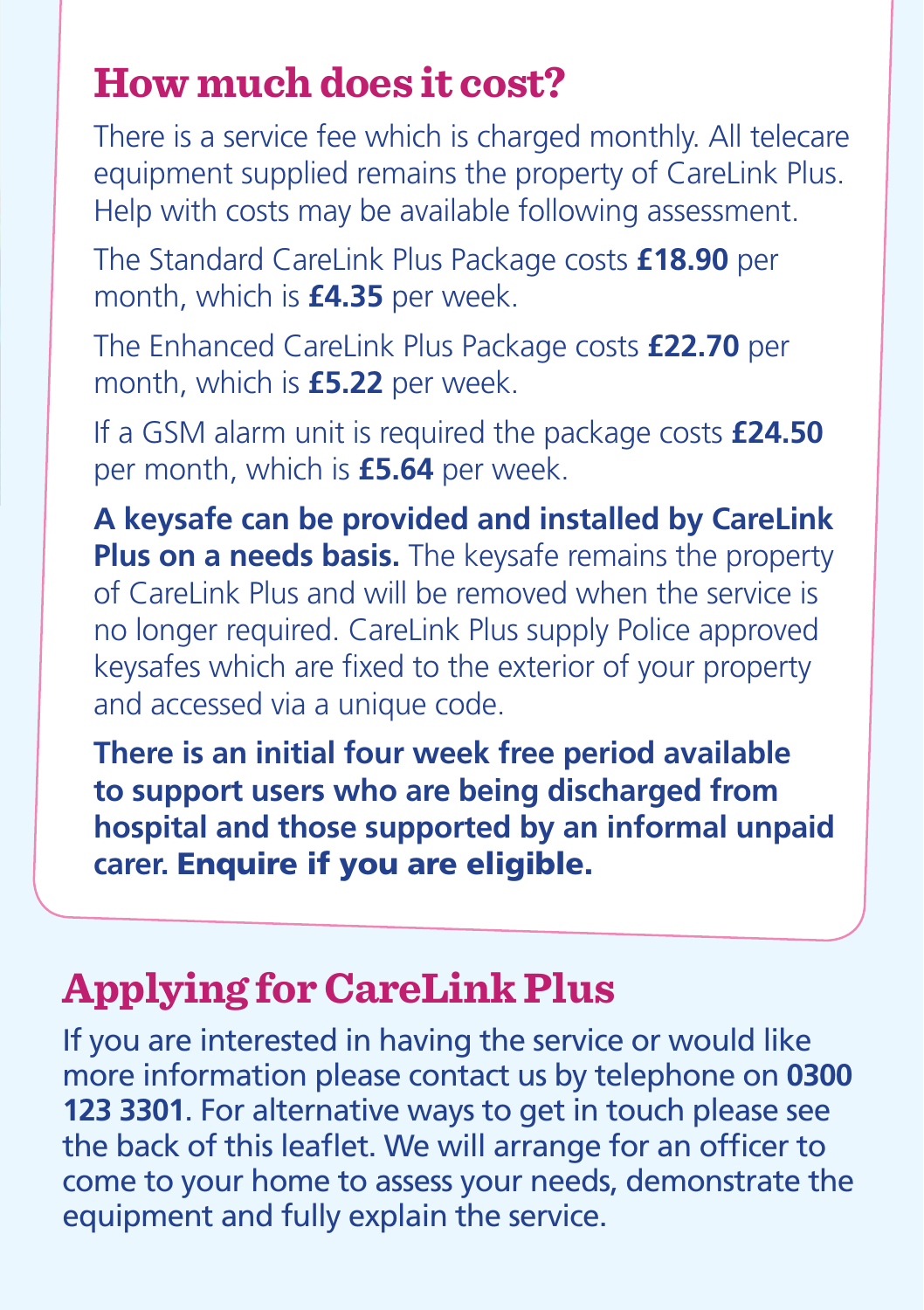## How much does it cost?

There is a service fee which is charged monthly. All telecare equipment supplied remains the property of CareLink Plus. Help with costs may be available following assessment.

The Standard CareLink Plus Package costs **£18.90** per month, which is **£4.35** per week.

The Enhanced CareLink Plus Package costs **£22.70** per month, which is **£5.22** per week.

If a GSM alarm unit is required the package costs **£24.50** per month, which is **£5.64** per week.

**A keysafe can be provided and installed by CareLink Plus on a needs basis.** The keysafe remains the property of CareLink Plus and will be removed when the service is no longer required. CareLink Plus supply Police approved keysafes which are fixed to the exterior of your property and accessed via a unique code.

**There is an initial four week free period available to support users who are being discharged from hospital and those supported by an informal unpaid carer. Enquire if you are eligible.**

## Applying for CareLink Plus

If you are interested in having the service or would like more information please contact us by telephone on **0300 123 3301**. For alternative ways to get in touch please see the back of this leaflet. We will arrange for an officer to come to your home to assess your needs, demonstrate the equipment and fully explain the service.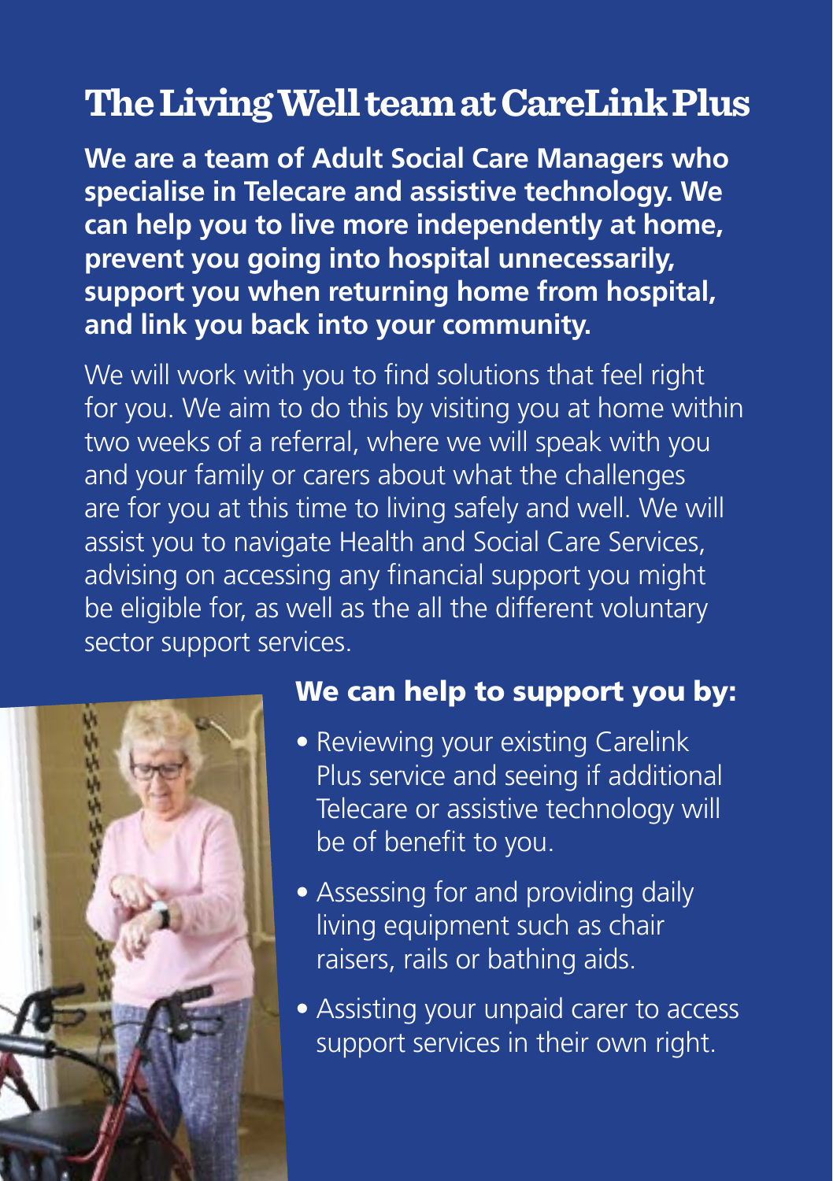# The Living Well team at CareLink Plus

**We are a team of Adult Social Care Managers who specialise in Telecare and assistive technology. We can help you to live more independently at home, prevent you going into hospital unnecessarily, support you when returning home from hospital, and link you back into your community.**

We will work with you to find solutions that feel right for you. We aim to do this by visiting you at home within two weeks of a referral, where we will speak with you and your family or carers about what the challenges are for you at this time to living safely and well. We will assist you to navigate Health and Social Care Services, advising on accessing any financial support you might be eligible for, as well as the all the different voluntary sector support services.

## We can help to support you by:

- Reviewing your existing Carelink Plus service and seeing if additional Telecare or assistive technology will be of benefit to you.
- Assessing for and providing daily living equipment such as chair raisers, rails or bathing aids.
- Assisting your unpaid carer to access support services in their own right.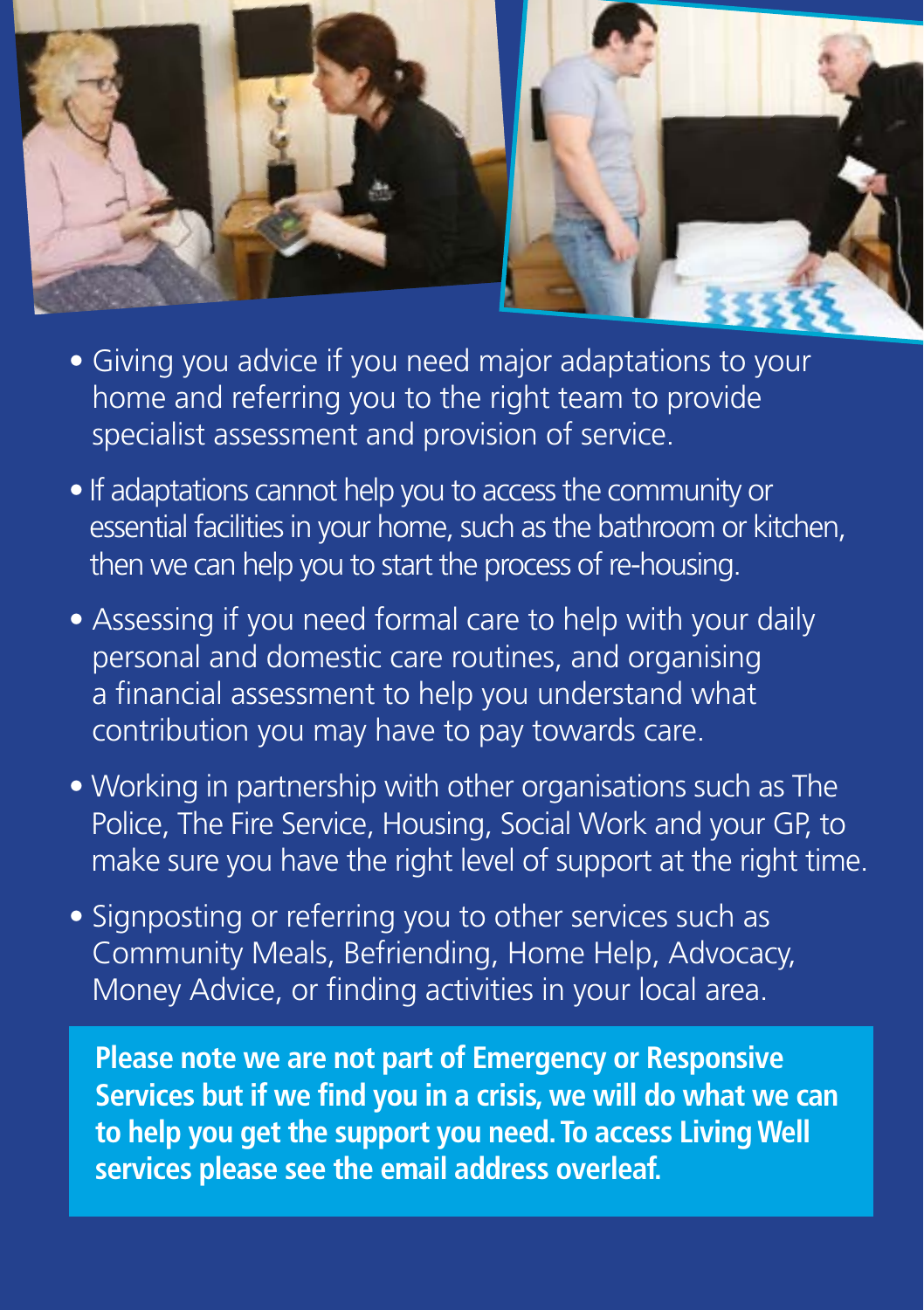- Giving you advice if you need major adaptations to your home and referring you to the right team to provide specialist assessment and provision of service.
- If adaptations cannot help you to access the community or essential facilities in your home, such as the bathroom or kitchen, then we can help you to start the process of re-housing.
- Assessing if you need formal care to help with your daily personal and domestic care routines, and organising a financial assessment to help you understand what contribution you may have to pay towards care.
- Working in partnership with other organisations such as The Police, The Fire Service, Housing, Social Work and your GP, to make sure you have the right level of support at the right time.
- Signposting or referring you to other services such as Community Meals, Befriending, Home Help, Advocacy, Money Advice, or finding activities in your local area.

**Please note we are not part of Emergency or Responsive Services but if we find you in a crisis, we will do what we can to help you get the support you need. To access Living Well services please see the email address overleaf.**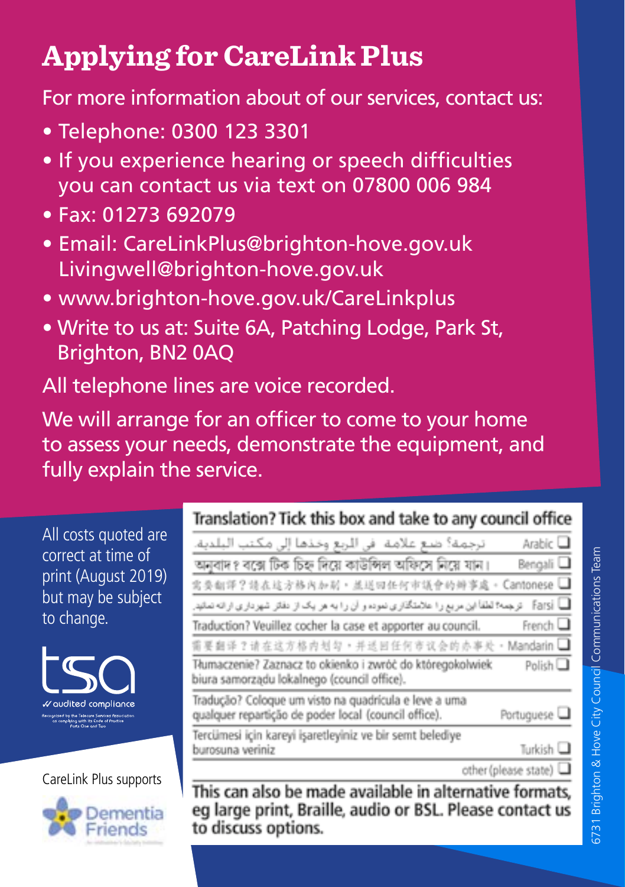# Applying for CareLink Plus

For more information about of our services, contact us:

- Telephone: 0300 123 3301
- If you experience hearing or speech difficulties you can contact us via text on 07800 006 984
- Fax: 01273 692079
- Email: CareLinkPlus@brighton-hove.gov.uk Livingwell@brighton-hove.gov.uk
- www.brighton-hove.gov.uk/CareLinkplus
- Write to us at: Suite 6A, Patching Lodge, Park St, Brighton, BN2 0AQ

All telephone lines are voice recorded.

We will arrange for an officer to come to your home to assess your needs, demonstrate the equipment, and fully explain the service.

All costs quoted are correct at time of print (August 2019) but may be subject to change.

tsa
audited compliance
Recognised by the Telecare Services Association as complying with its Code of Practice Parts One and Two

CareLink Plus supports

Dementia Friends

**Translation? Tick this box and take to any council office**

| | |
|---|---|
| ترجمة؟ ضع علامة في المربع وخذها إلى مكتب البلدية. | Arabic ☐ |
| অনুবাদ? বক্সে টিক চিহ্ন দিয়ে কাউন্সিল অফিসে নিয়ে যান। | Bengali ☐ |
| 需要翻譯？請在這方格內加剔，並送回任何市議會的辦事處。 | Cantonese ☐ |
| ترجمه؟ لطفا این مربع را علامتگذاری نموده و آن را به هر یک از دفاتر شهرداری ارائه نمائید. | Farsi ☐ |
| Traduction? Veuillez cocher la case et apporter au council. | French ☐ |
| 需要翻译？请在这方格内划勾，并送回任何市议会的办事处。 | Mandarin ☐ |
| Tłumaczenie? Zaznacz to okienko i zwróć do któregokolwiek biura samorządu lokalnego (council office). | Polish ☐ |
| Tradução? Coloque um visto na quadrícula e leve a uma qualquer repartição de poder local (council office). | Portuguese ☐ |
| Tercümesi için kareyi işaretleyiniz ve bir semt belediye burosuna veriniz | Turkish ☐ |
| | other (please state) ☐ |

**This can also be made available in alternative formats, eg large print, Braille, audio or BSL. Please contact us to discuss options.**

6731 Brighton & Hove City Council Communications Team